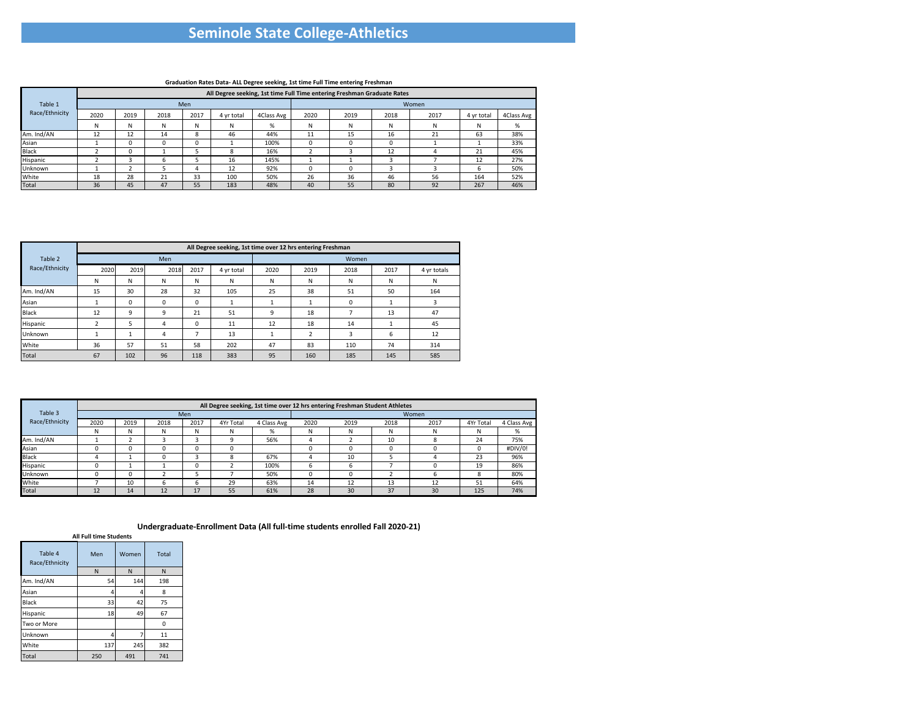# Seminole State College-Athletics

**Graduation Rates Data- ALL Degree seeking, 1st time Full Time entering Freshman**

| Table 1 Race/Ethnicity | All Degree seeking, 1st time Full Time entering Freshman Graduate Rates | | | | | | | | | | | |
|---|---|---|---|---|---|---|---|---|---|---|---|---|
| | Men | | | | | | Women | | | | | |
| | 2020 | 2019 | 2018 | 2017 | 4 yr total | 4Class Avg | 2020 | 2019 | 2018 | 2017 | 4 yr total | 4Class Avg |
| | N | N | N | N | N | % | N | N | N | N | N | % |
| Am. Ind/AN | 12 | 12 | 14 | 8 | 46 | 44% | 11 | 15 | 16 | 21 | 63 | 38% |
| Asian | 1 | 0 | 0 | 0 | 1 | 100% | 0 | 0 | 0 | 1 | 1 | 33% |
| Black | 2 | 0 | 1 | 5 | 8 | 16% | 2 | 3 | 12 | 4 | 21 | 45% |
| Hispanic | 2 | 3 | 6 | 5 | 16 | 145% | 1 | 1 | 3 | 7 | 12 | 27% |
| Unknown | 1 | 2 | 5 | 4 | 12 | 92% | 0 | 0 | 3 | 3 | 6 | 50% |
| White | 18 | 28 | 21 | 33 | 100 | 50% | 26 | 36 | 46 | 56 | 164 | 52% |
| Total | 36 | 45 | 47 | 55 | 183 | 48% | 40 | 55 | 80 | 92 | 267 | 46% |

| Table 2 Race/Ethnicity | All Degree seeking, 1st time over 12 hrs entering Freshman | | | | | | | | | |
|---|---|---|---|---|---|---|---|---|---|---|
| | Men | | | | | Women | | | | |
| | 2020 | 2019 | 2018 | 2017 | 4 yr total | 2020 | 2019 | 2018 | 2017 | 4 yr totals |
| | N | N | N | N | N | N | N | N | N | N |
| Am. Ind/AN | 15 | 30 | 28 | 32 | 105 | 25 | 38 | 51 | 50 | 164 |
| Asian | 1 | 0 | 0 | 0 | 1 | 1 | 1 | 0 | 1 | 3 |
| Black | 12 | 9 | 9 | 21 | 51 | 9 | 18 | 7 | 13 | 47 |
| Hispanic | 2 | 5 | 4 | 0 | 11 | 12 | 18 | 14 | 1 | 45 |
| Unknown | 1 | 1 | 4 | 7 | 13 | 1 | 2 | 3 | 6 | 12 |
| White | 36 | 57 | 51 | 58 | 202 | 47 | 83 | 110 | 74 | 314 |
| Total | 67 | 102 | 96 | 118 | 383 | 95 | 160 | 185 | 145 | 585 |

| Table 3 Race/Ethnicity | All Degree seeking, 1st time over 12 hrs entering Freshman Student Athletes | | | | | | | | | | | |
|---|---|---|---|---|---|---|---|---|---|---|---|---|
| | Men | | | | | | Women | | | | | |
| | 2020 | 2019 | 2018 | 2017 | 4Yr Total | 4 Class Avg | 2020 | 2019 | 2018 | 2017 | 4Yr Total | 4 Class Avg |
| | N | N | N | N | N | % | N | N | N | N | N | % |
| Am. Ind/AN | 1 | 2 | 3 | 3 | 9 | 56% | 4 | 2 | 10 | 8 | 24 | 75% |
| Asian | 0 | 0 | 0 | 0 | 0 | | 0 | 0 | 0 | 0 | 0 | #DIV/0! |
| Black | 4 | 1 | 0 | 3 | 8 | 67% | 4 | 10 | 5 | 4 | 23 | 96% |
| Hispanic | 0 | 1 | 1 | 0 | 2 | 100% | 6 | 6 | 7 | 0 | 19 | 86% |
| Unknown | 0 | 0 | 2 | 5 | 7 | 50% | 0 | 0 | 2 | 6 | 8 | 80% |
| White | 7 | 10 | 6 | 6 | 29 | 63% | 14 | 12 | 13 | 12 | 51 | 64% |
| Total | 12 | 14 | 12 | 17 | 55 | 61% | 28 | 30 | 37 | 30 | 125 | 74% |

**Undergraduate-Enrollment Data (All full-time students enrolled Fall 2020-21)**

**All Full time Students**

| Table 4 Race/Ethnicity | Men | Women | Total |
|---|---|---|---|
| | N | N | N |
| Am. Ind/AN | 54 | 144 | 198 |
| Asian | 4 | 4 | 8 |
| Black | 33 | 42 | 75 |
| Hispanic | 18 | 49 | 67 |
| Two or More | | | 0 |
| Unknown | 4 | 7 | 11 |
| White | 137 | 245 | 382 |
| Total | 250 | 491 | 741 |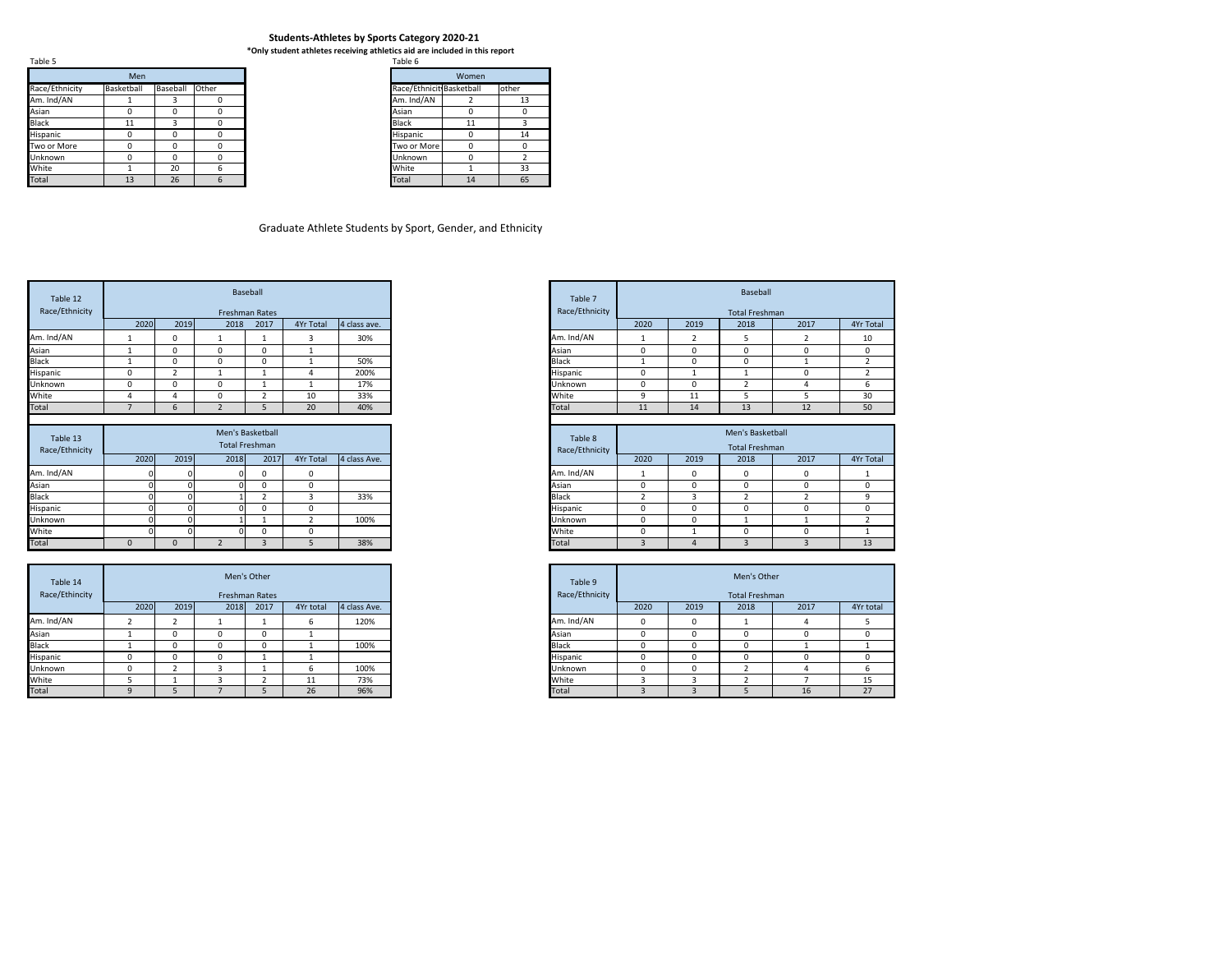## Students-Athletes by Sports Category 2020-21

**\*Only student athletes receiving athletics aid are included in this report**

Table 5

| Men | | | |
|---|---|---|---|
| Race/Ethnicity | Basketball | Baseball | Other |
| Am. Ind/AN | 1 | 3 | 0 |
| Asian | 0 | 0 | 0 |
| Black | 11 | 3 | 0 |
| Hispanic | 0 | 0 | 0 |
| Two or More | 0 | 0 | 0 |
| Unknown | 0 | 0 | 0 |
| White | 1 | 20 | 6 |
| Total | 13 | 26 | 6 |

Table 6

| Women | | |
|---|---|---|
| Race/Ethnicity | Basketball | other |
| Am. Ind/AN | 2 | 13 |
| Asian | 0 | 0 |
| Black | 11 | 3 |
| Hispanic | 0 | 14 |
| Two or More | 0 | 0 |
| Unknown | 0 | 2 |
| White | 1 | 33 |
| Total | 14 | 65 |

## Graduate Athlete Students by Sport, Gender, and Ethnicity

| Table 12 Race/Ethnicity | Baseball Freshman Rates | | | | | |
|---|---|---|---|---|---|---|
| | 2020 | 2019 | 2018 | 2017 | 4Yr Total | 4 class ave. |
| Am. Ind/AN | 1 | 0 | 1 | 1 | 3 | 30% |
| Asian | 1 | 0 | 0 | 0 | 1 | |
| Black | 1 | 0 | 0 | 0 | 1 | 50% |
| Hispanic | 0 | 2 | 1 | 1 | 4 | 200% |
| Unknown | 0 | 0 | 0 | 1 | 1 | 17% |
| White | 4 | 4 | 0 | 2 | 10 | 33% |
| Total | 7 | 6 | 2 | 5 | 20 | 40% |

| Table 13 Race/Ethnicity | Men's Basketball Total Freshman | | | | | |
|---|---|---|---|---|---|---|
| | 2020 | 2019 | 2018 | 2017 | 4Yr Total | 4 class Ave. |
| Am. Ind/AN | 0 | 0 | 0 | 0 | 0 | |
| Asian | 0 | 0 | 0 | 0 | 0 | |
| Black | 0 | 0 | 1 | 2 | 3 | 33% |
| Hispanic | 0 | 0 | 0 | 0 | 0 | |
| Unknown | 0 | 0 | 1 | 1 | 2 | 100% |
| White | 0 | 0 | 0 | 0 | 0 | |
| Total | 0 | 0 | 2 | 3 | 5 | 38% |

| Table 14 Race/Ethnicity | Men's Other Freshman Rates | | | | | |
|---|---|---|---|---|---|---|
| | 2020 | 2019 | 2018 | 2017 | 4Yr total | 4 class Ave. |
| Am. Ind/AN | 2 | 2 | 1 | 1 | 6 | 120% |
| Asian | 1 | 0 | 0 | 0 | 1 | |
| Black | 1 | 0 | 0 | 0 | 1 | 100% |
| Hispanic | 0 | 0 | 0 | 1 | 1 | |
| Unknown | 0 | 2 | 3 | 1 | 6 | 100% |
| White | 5 | 1 | 3 | 2 | 11 | 73% |
| Total | 9 | 5 | 7 | 5 | 26 | 96% |

| Table 7 Race/Ethnicity | Baseball Total Freshman | | | | |
|---|---|---|---|---|---|
| | 2020 | 2019 | 2018 | 2017 | 4Yr Total |
| Am. Ind/AN | 1 | 2 | 5 | 2 | 10 |
| Asian | 0 | 0 | 0 | 0 | 0 |
| Black | 1 | 0 | 0 | 1 | 2 |
| Hispanic | 0 | 1 | 1 | 0 | 2 |
| Unknown | 0 | 0 | 2 | 4 | 6 |
| White | 9 | 11 | 5 | 5 | 30 |
| Total | 11 | 14 | 13 | 12 | 50 |

| Table 8 Race/Ethnicity | Men's Basketball Total Freshman | | | | |
|---|---|---|---|---|---|
| | 2020 | 2019 | 2018 | 2017 | 4Yr Total |
| Am. Ind/AN | 1 | 0 | 0 | 0 | 1 |
| Asian | 0 | 0 | 0 | 0 | 0 |
| Black | 2 | 3 | 2 | 2 | 9 |
| Hispanic | 0 | 0 | 0 | 0 | 0 |
| Unknown | 0 | 0 | 1 | 1 | 2 |
| White | 0 | 1 | 0 | 0 | 1 |
| Total | 3 | 4 | 3 | 3 | 13 |

| Table 9 Race/Ethnicity | Men's Other Total Freshman | | | | |
|---|---|---|---|---|---|
| | 2020 | 2019 | 2018 | 2017 | 4Yr total |
| Am. Ind/AN | 0 | 0 | 1 | 4 | 5 |
| Asian | 0 | 0 | 0 | 0 | 0 |
| Black | 0 | 0 | 0 | 1 | 1 |
| Hispanic | 0 | 0 | 0 | 0 | 0 |
| Unknown | 0 | 0 | 2 | 4 | 6 |
| White | 3 | 3 | 2 | 7 | 15 |
| Total | 3 | 3 | 5 | 16 | 27 |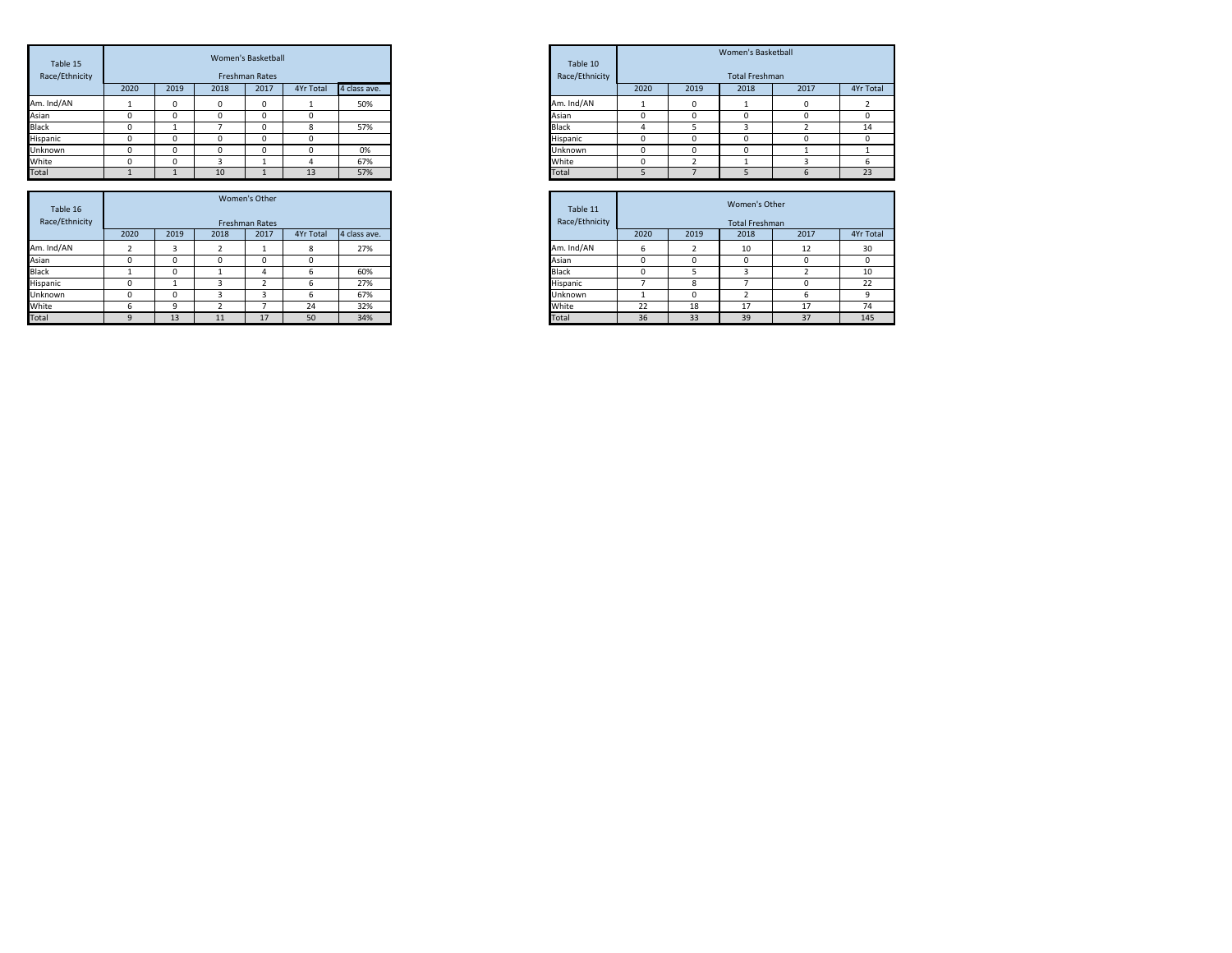| Table 15 Race/Ethnicity | Women's Basketball Freshman Rates | | | | | |
|---|---|---|---|---|---|---|
| | 2020 | 2019 | 2018 | 2017 | 4Yr Total | 4 class ave. |
| Am. Ind/AN | 1 | 0 | 0 | 0 | 1 | 50% |
| Asian | 0 | 0 | 0 | 0 | 0 | |
| Black | 0 | 1 | 7 | 0 | 8 | 57% |
| Hispanic | 0 | 0 | 0 | 0 | 0 | |
| Unknown | 0 | 0 | 0 | 0 | 0 | 0% |
| White | 0 | 0 | 3 | 1 | 4 | 67% |
| Total | 1 | 1 | 10 | 1 | 13 | 57% |

| Table 10 Race/Ethnicity | Women's Basketball Total Freshman | | | | |
|---|---|---|---|---|---|
| | 2020 | 2019 | 2018 | 2017 | 4Yr Total |
| Am. Ind/AN | 1 | 0 | 1 | 0 | 2 |
| Asian | 0 | 0 | 0 | 0 | 0 |
| Black | 4 | 5 | 3 | 2 | 14 |
| Hispanic | 0 | 0 | 0 | 0 | 0 |
| Unknown | 0 | 0 | 0 | 1 | 1 |
| White | 0 | 2 | 1 | 3 | 6 |
| Total | 5 | 7 | 5 | 6 | 23 |

| Table 16 Race/Ethnicity | Women's Other Freshman Rates | | | | | |
|---|---|---|---|---|---|---|
| | 2020 | 2019 | 2018 | 2017 | 4Yr Total | 4 class ave. |
| Am. Ind/AN | 2 | 3 | 2 | 1 | 8 | 27% |
| Asian | 0 | 0 | 0 | 0 | 0 | |
| Black | 1 | 0 | 1 | 4 | 6 | 60% |
| Hispanic | 0 | 1 | 3 | 2 | 6 | 27% |
| Unknown | 0 | 0 | 3 | 3 | 6 | 67% |
| White | 6 | 9 | 2 | 7 | 24 | 32% |
| Total | 9 | 13 | 11 | 17 | 50 | 34% |

| Table 11 Race/Ethnicity | Women's Other Total Freshman | | | | |
|---|---|---|---|---|---|
| | 2020 | 2019 | 2018 | 2017 | 4Yr Total |
| Am. Ind/AN | 6 | 2 | 10 | 12 | 30 |
| Asian | 0 | 0 | 0 | 0 | 0 |
| Black | 0 | 5 | 3 | 2 | 10 |
| Hispanic | 7 | 8 | 7 | 0 | 22 |
| Unknown | 1 | 0 | 2 | 6 | 9 |
| White | 22 | 18 | 17 | 17 | 74 |
| Total | 36 | 33 | 39 | 37 | 145 |